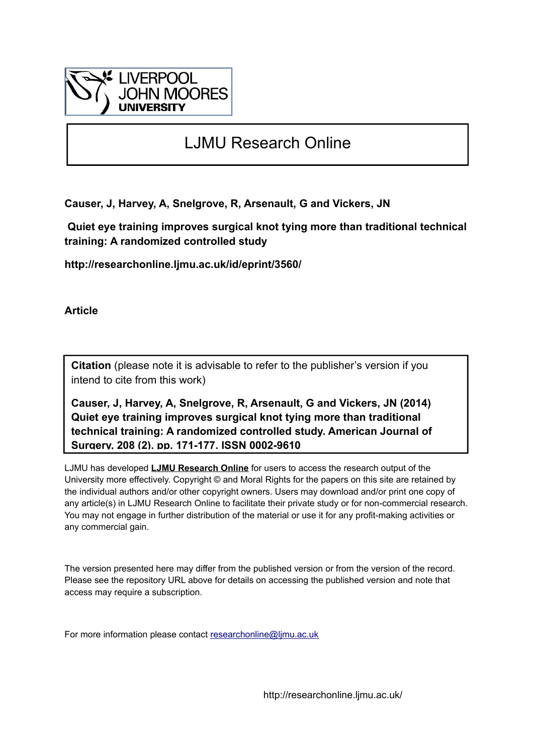LIVERPOOL JOHN MOORES UNIVERSITY

# LJMU Research Online

**Causer, J, Harvey, A, Snelgrove, R, Arsenault, G and Vickers, JN**

**Quiet eye training improves surgical knot tying more than traditional technical training: A randomized controlled study**

**http://researchonline.ljmu.ac.uk/id/eprint/3560/**

**Article**

**Citation** (please note it is advisable to refer to the publisher's version if you intend to cite from this work)

**Causer, J, Harvey, A, Snelgrove, R, Arsenault, G and Vickers, JN (2014) Quiet eye training improves surgical knot tying more than traditional technical training: A randomized controlled study. American Journal of Surgery, 208 (2). pp. 171-177. ISSN 0002-9610**

LJMU has developed **LJMU Research Online** for users to access the research output of the University more effectively. Copyright © and Moral Rights for the papers on this site are retained by the individual authors and/or other copyright owners. Users may download and/or print one copy of any article(s) in LJMU Research Online to facilitate their private study or for non-commercial research. You may not engage in further distribution of the material or use it for any profit-making activities or any commercial gain.

The version presented here may differ from the published version or from the version of the record. Please see the repository URL above for details on accessing the published version and note that access may require a subscription.

For more information please contact researchonline@ljmu.ac.uk

http://researchonline.ljmu.ac.uk/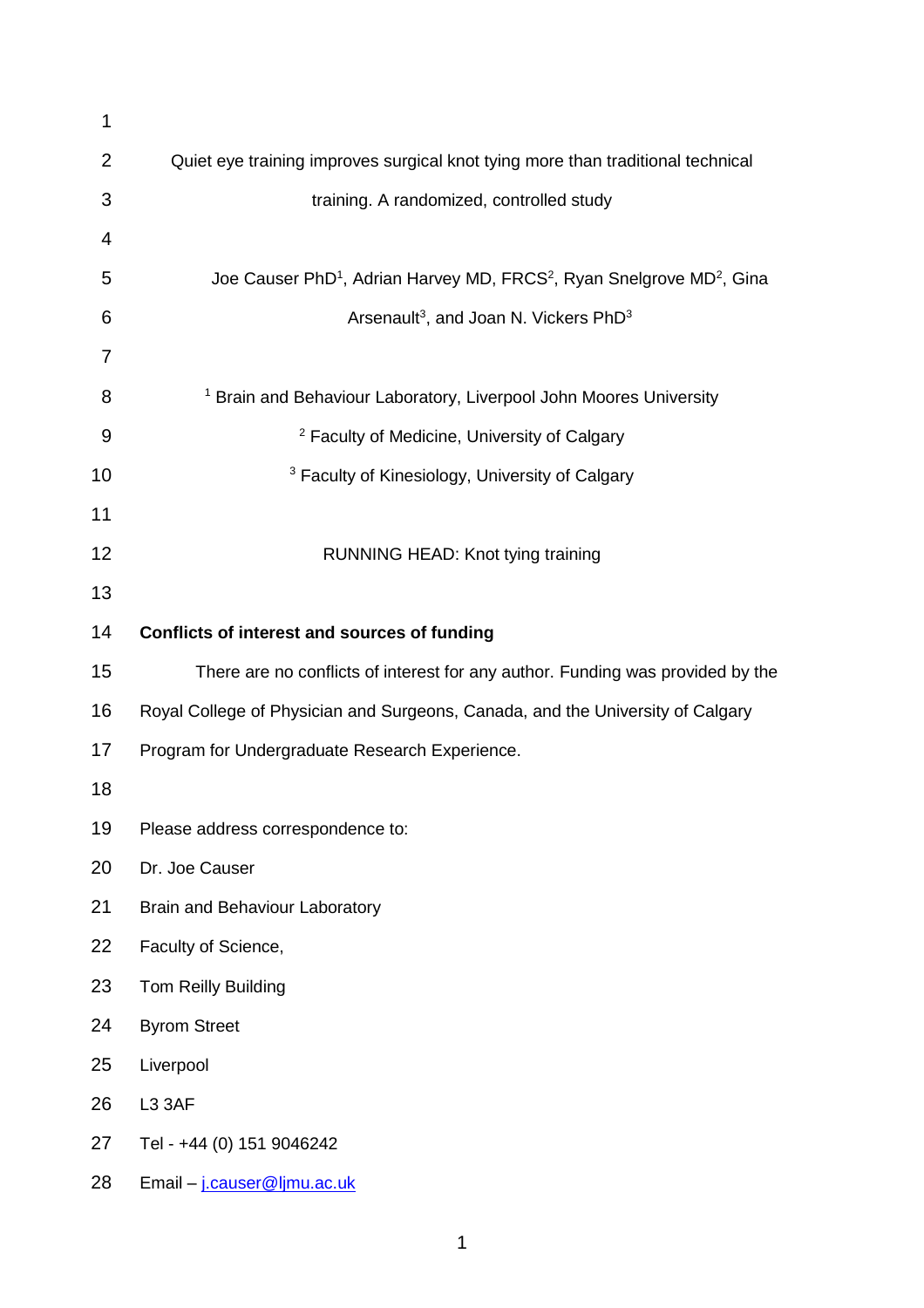# Quiet eye training improves surgical knot tying more than traditional technical training. A randomized, controlled study

Joe Causer PhD[1], Adrian Harvey MD, FRCS[2], Ryan Snelgrove MD[2], Gina Arsenault[3], and Joan N. Vickers PhD[3]

[1] Brain and Behaviour Laboratory, Liverpool John Moores University

[2] Faculty of Medicine, University of Calgary

[3] Faculty of Kinesiology, University of Calgary

RUNNING HEAD: Knot tying training

**Conflicts of interest and sources of funding**

There are no conflicts of interest for any author. Funding was provided by the Royal College of Physician and Surgeons, Canada, and the University of Calgary Program for Undergraduate Research Experience.

Please address correspondence to:

Dr. Joe Causer
Brain and Behaviour Laboratory
Faculty of Science,
Tom Reilly Building
Byrom Street
Liverpool
L3 3AF
Tel - +44 (0) 151 9046242
Email – j.causer@ljmu.ac.uk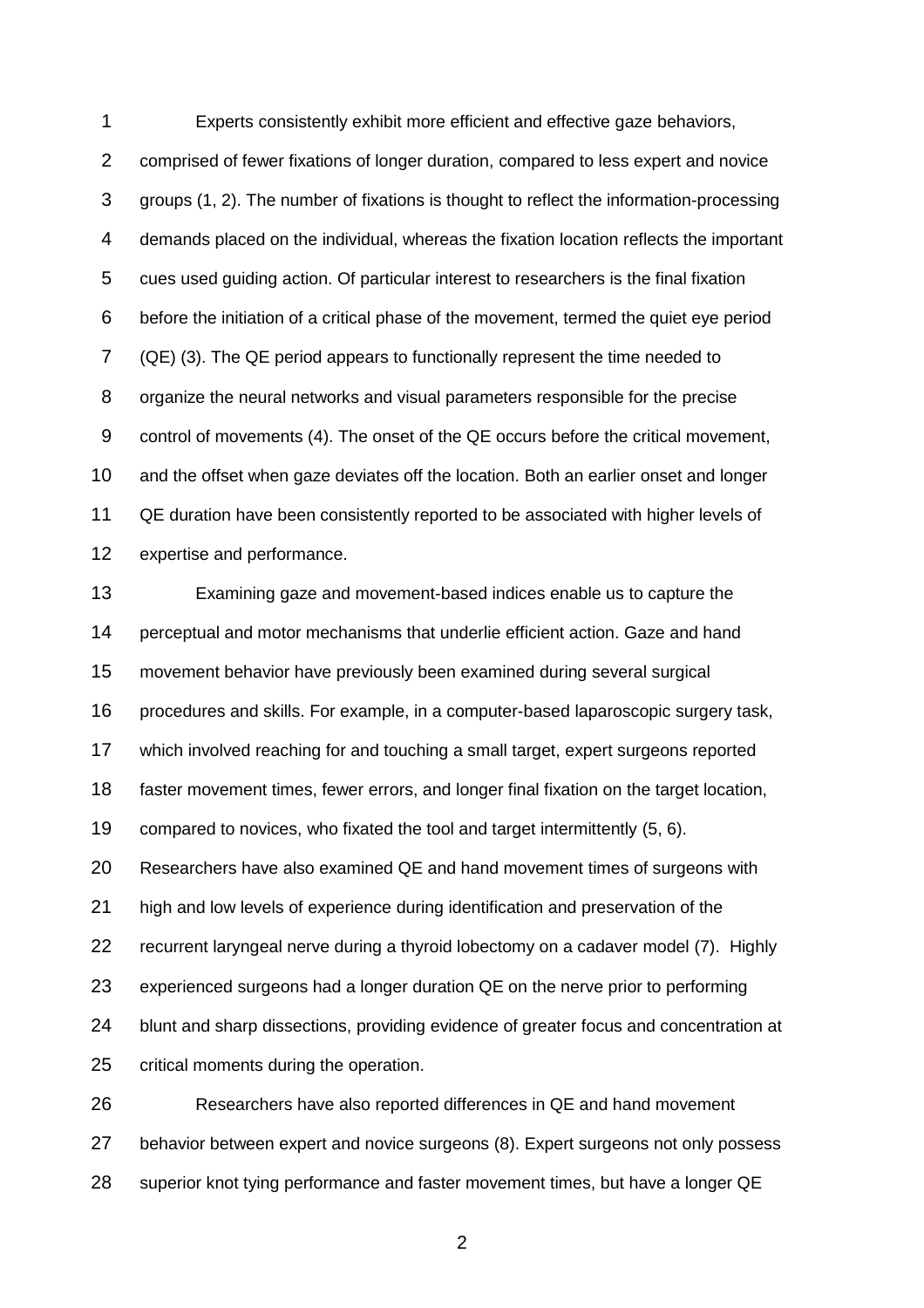Experts consistently exhibit more efficient and effective gaze behaviors, comprised of fewer fixations of longer duration, compared to less expert and novice groups (1, 2). The number of fixations is thought to reflect the information-processing demands placed on the individual, whereas the fixation location reflects the important cues used guiding action. Of particular interest to researchers is the final fixation before the initiation of a critical phase of the movement, termed the quiet eye period (QE) (3). The QE period appears to functionally represent the time needed to organize the neural networks and visual parameters responsible for the precise control of movements (4). The onset of the QE occurs before the critical movement, and the offset when gaze deviates off the location. Both an earlier onset and longer QE duration have been consistently reported to be associated with higher levels of expertise and performance.

Examining gaze and movement-based indices enable us to capture the perceptual and motor mechanisms that underlie efficient action. Gaze and hand movement behavior have previously been examined during several surgical procedures and skills. For example, in a computer-based laparoscopic surgery task, which involved reaching for and touching a small target, expert surgeons reported faster movement times, fewer errors, and longer final fixation on the target location, compared to novices, who fixated the tool and target intermittently (5, 6). Researchers have also examined QE and hand movement times of surgeons with high and low levels of experience during identification and preservation of the recurrent laryngeal nerve during a thyroid lobectomy on a cadaver model (7). Highly experienced surgeons had a longer duration QE on the nerve prior to performing blunt and sharp dissections, providing evidence of greater focus and concentration at critical moments during the operation.

Researchers have also reported differences in QE and hand movement behavior between expert and novice surgeons (8). Expert surgeons not only possess superior knot tying performance and faster movement times, but have a longer QE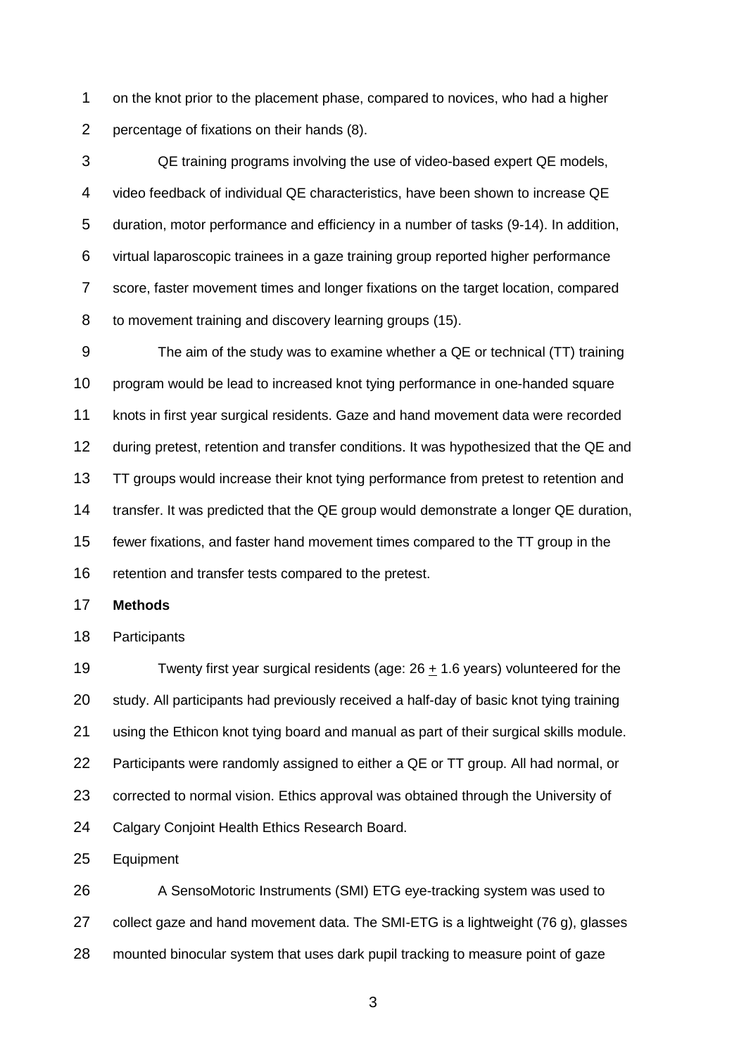on the knot prior to the placement phase, compared to novices, who had a higher percentage of fixations on their hands (8).

QE training programs involving the use of video-based expert QE models, video feedback of individual QE characteristics, have been shown to increase QE duration, motor performance and efficiency in a number of tasks (9-14). In addition, virtual laparoscopic trainees in a gaze training group reported higher performance score, faster movement times and longer fixations on the target location, compared to movement training and discovery learning groups (15).

The aim of the study was to examine whether a QE or technical (TT) training program would be lead to increased knot tying performance in one-handed square knots in first year surgical residents. Gaze and hand movement data were recorded during pretest, retention and transfer conditions. It was hypothesized that the QE and TT groups would increase their knot tying performance from pretest to retention and transfer. It was predicted that the QE group would demonstrate a longer QE duration, fewer fixations, and faster hand movement times compared to the TT group in the retention and transfer tests compared to the pretest.

**Methods**

Participants

Twenty first year surgical residents (age: 26 ± 1.6 years) volunteered for the study. All participants had previously received a half-day of basic knot tying training using the Ethicon knot tying board and manual as part of their surgical skills module. Participants were randomly assigned to either a QE or TT group. All had normal, or corrected to normal vision. Ethics approval was obtained through the University of Calgary Conjoint Health Ethics Research Board.

Equipment

A SensoMotoric Instruments (SMI) ETG eye-tracking system was used to collect gaze and hand movement data. The SMI-ETG is a lightweight (76 g), glasses mounted binocular system that uses dark pupil tracking to measure point of gaze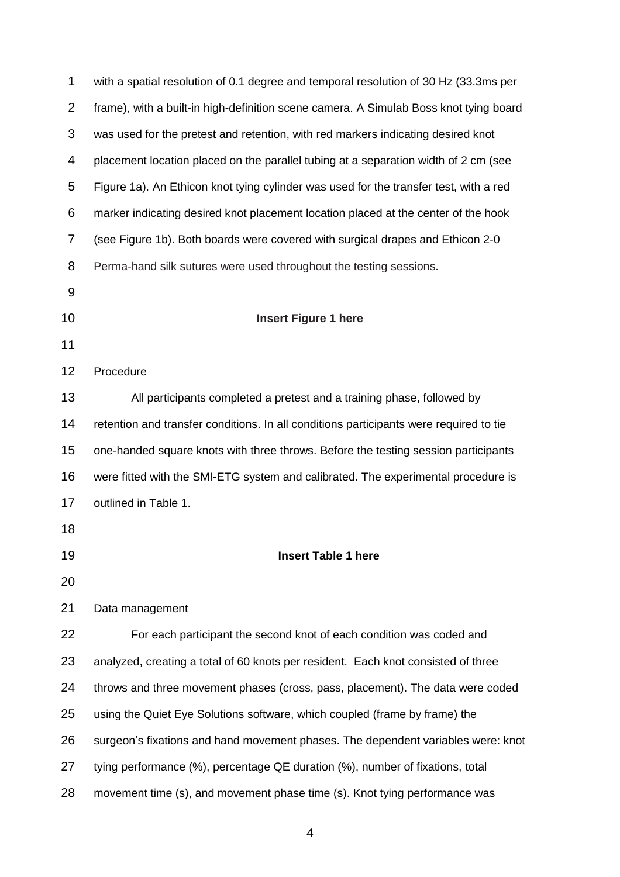with a spatial resolution of 0.1 degree and temporal resolution of 30 Hz (33.3ms per frame), with a built-in high-definition scene camera. A Simulab Boss knot tying board was used for the pretest and retention, with red markers indicating desired knot placement location placed on the parallel tubing at a separation width of 2 cm (see Figure 1a). An Ethicon knot tying cylinder was used for the transfer test, with a red marker indicating desired knot placement location placed at the center of the hook (see Figure 1b). Both boards were covered with surgical drapes and Ethicon 2-0 Perma-hand silk sutures were used throughout the testing sessions.

**Insert Figure 1 here**

Procedure

All participants completed a pretest and a training phase, followed by retention and transfer conditions. In all conditions participants were required to tie one-handed square knots with three throws. Before the testing session participants were fitted with the SMI-ETG system and calibrated. The experimental procedure is outlined in Table 1.

**Insert Table 1 here**

Data management

For each participant the second knot of each condition was coded and analyzed, creating a total of 60 knots per resident. Each knot consisted of three throws and three movement phases (cross, pass, placement). The data were coded using the Quiet Eye Solutions software, which coupled (frame by frame) the surgeon's fixations and hand movement phases. The dependent variables were: knot tying performance (%), percentage QE duration (%), number of fixations, total movement time (s), and movement phase time (s). Knot tying performance was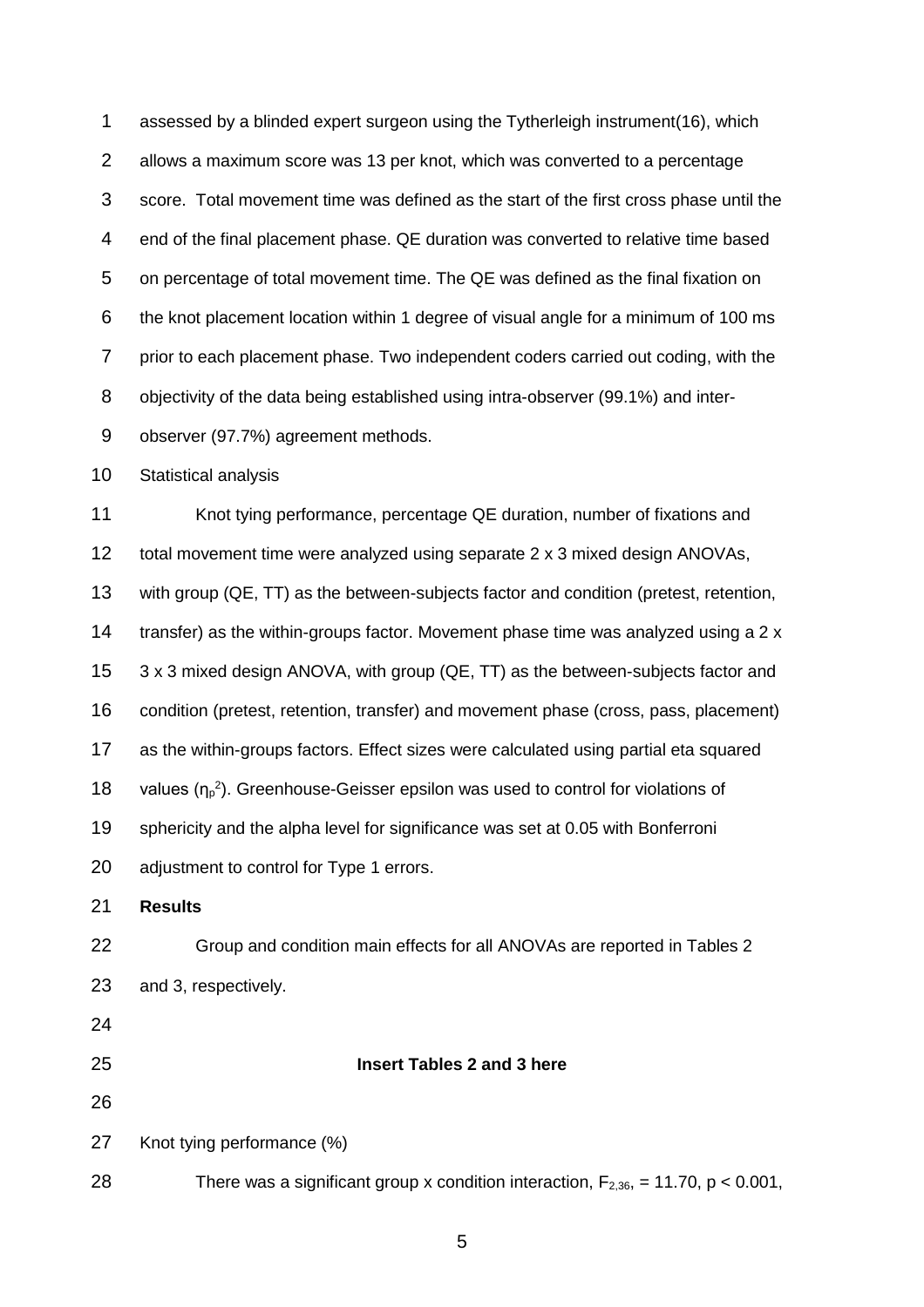assessed by a blinded expert surgeon using the Tytherleigh instrument(16), which allows a maximum score was 13 per knot, which was converted to a percentage score. Total movement time was defined as the start of the first cross phase until the end of the final placement phase. QE duration was converted to relative time based on percentage of total movement time. The QE was defined as the final fixation on the knot placement location within 1 degree of visual angle for a minimum of 100 ms prior to each placement phase. Two independent coders carried out coding, with the objectivity of the data being established using intra-observer (99.1%) and inter-observer (97.7%) agreement methods.

Statistical analysis

Knot tying performance, percentage QE duration, number of fixations and total movement time were analyzed using separate 2 x 3 mixed design ANOVAs, with group (QE, TT) as the between-subjects factor and condition (pretest, retention, transfer) as the within-groups factor. Movement phase time was analyzed using a 2 x 3 x 3 mixed design ANOVA, with group (QE, TT) as the between-subjects factor and condition (pretest, retention, transfer) and movement phase (cross, pass, placement) as the within-groups factors. Effect sizes were calculated using partial eta squared values ($\eta_p^2$). Greenhouse-Geisser epsilon was used to control for violations of sphericity and the alpha level for significance was set at 0.05 with Bonferroni adjustment to control for Type 1 errors.

**Results**

Group and condition main effects for all ANOVAs are reported in Tables 2 and 3, respectively.

**Insert Tables 2 and 3 here**

Knot tying performance (%)

There was a significant group x condition interaction, $F_{2,36}$, = 11.70, $p < 0.001$,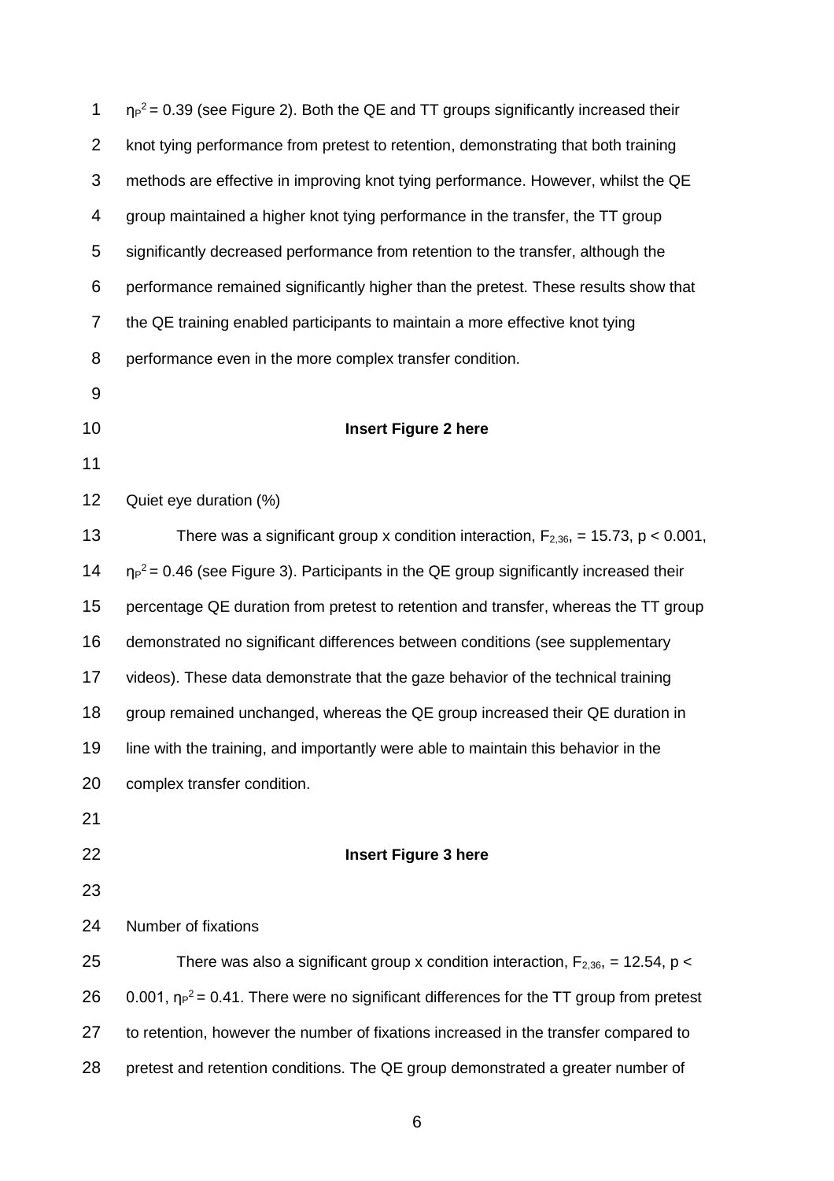$\eta_P^2 = 0.39$ (see Figure 2). Both the QE and TT groups significantly increased their knot tying performance from pretest to retention, demonstrating that both training methods are effective in improving knot tying performance. However, whilst the QE group maintained a higher knot tying performance in the transfer, the TT group significantly decreased performance from retention to the transfer, although the performance remained significantly higher than the pretest. These results show that the QE training enabled participants to maintain a more effective knot tying performance even in the more complex transfer condition.

**Insert Figure 2 here**

Quiet eye duration (%)

There was a significant group x condition interaction, $F_{2,36}$, = 15.73, $p < 0.001$, $\eta_P^2 = 0.46$ (see Figure 3). Participants in the QE group significantly increased their percentage QE duration from pretest to retention and transfer, whereas the TT group demonstrated no significant differences between conditions (see supplementary videos). These data demonstrate that the gaze behavior of the technical training group remained unchanged, whereas the QE group increased their QE duration in line with the training, and importantly were able to maintain this behavior in the complex transfer condition.

**Insert Figure 3 here**

Number of fixations

There was also a significant group x condition interaction, $F_{2,36}$, = 12.54, $p < 0.001$, $\eta_P^2 = 0.41$. There were no significant differences for the TT group from pretest to retention, however the number of fixations increased in the transfer compared to pretest and retention conditions. The QE group demonstrated a greater number of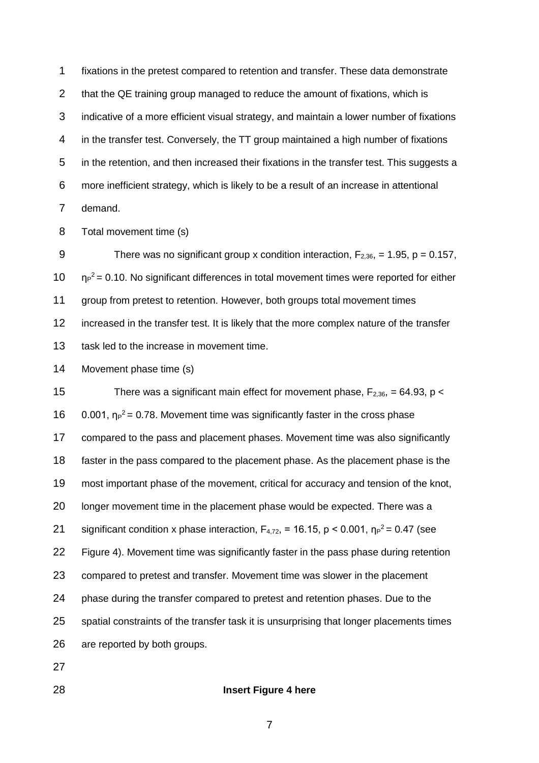fixations in the pretest compared to retention and transfer. These data demonstrate that the QE training group managed to reduce the amount of fixations, which is indicative of a more efficient visual strategy, and maintain a lower number of fixations in the transfer test. Conversely, the TT group maintained a high number of fixations in the retention, and then increased their fixations in the transfer test. This suggests a more inefficient strategy, which is likely to be a result of an increase in attentional demand.

### Total movement time (s)

There was no significant group x condition interaction, $F_{2,36}$, = 1.95, $p = 0.157$, $\eta_P^2 = 0.10$. No significant differences in total movement times were reported for either group from pretest to retention. However, both groups total movement times increased in the transfer test. It is likely that the more complex nature of the transfer task led to the increase in movement time.

### Movement phase time (s)

There was a significant main effect for movement phase, $F_{2,36}$, = 64.93, $p < 0.001$, $\eta_P^2 = 0.78$. Movement time was significantly faster in the cross phase compared to the pass and placement phases. Movement time was also significantly faster in the pass compared to the placement phase. As the placement phase is the most important phase of the movement, critical for accuracy and tension of the knot, longer movement time in the placement phase would be expected. There was a significant condition x phase interaction, $F_{4,72}$, = 16.15, $p < 0.001$, $\eta_P^2 = 0.47$ (see Figure 4). Movement time was significantly faster in the pass phase during retention compared to pretest and transfer. Movement time was slower in the placement phase during the transfer compared to pretest and retention phases. Due to the spatial constraints of the transfer task it is unsurprising that longer placements times are reported by both groups.

**Insert Figure 4 here**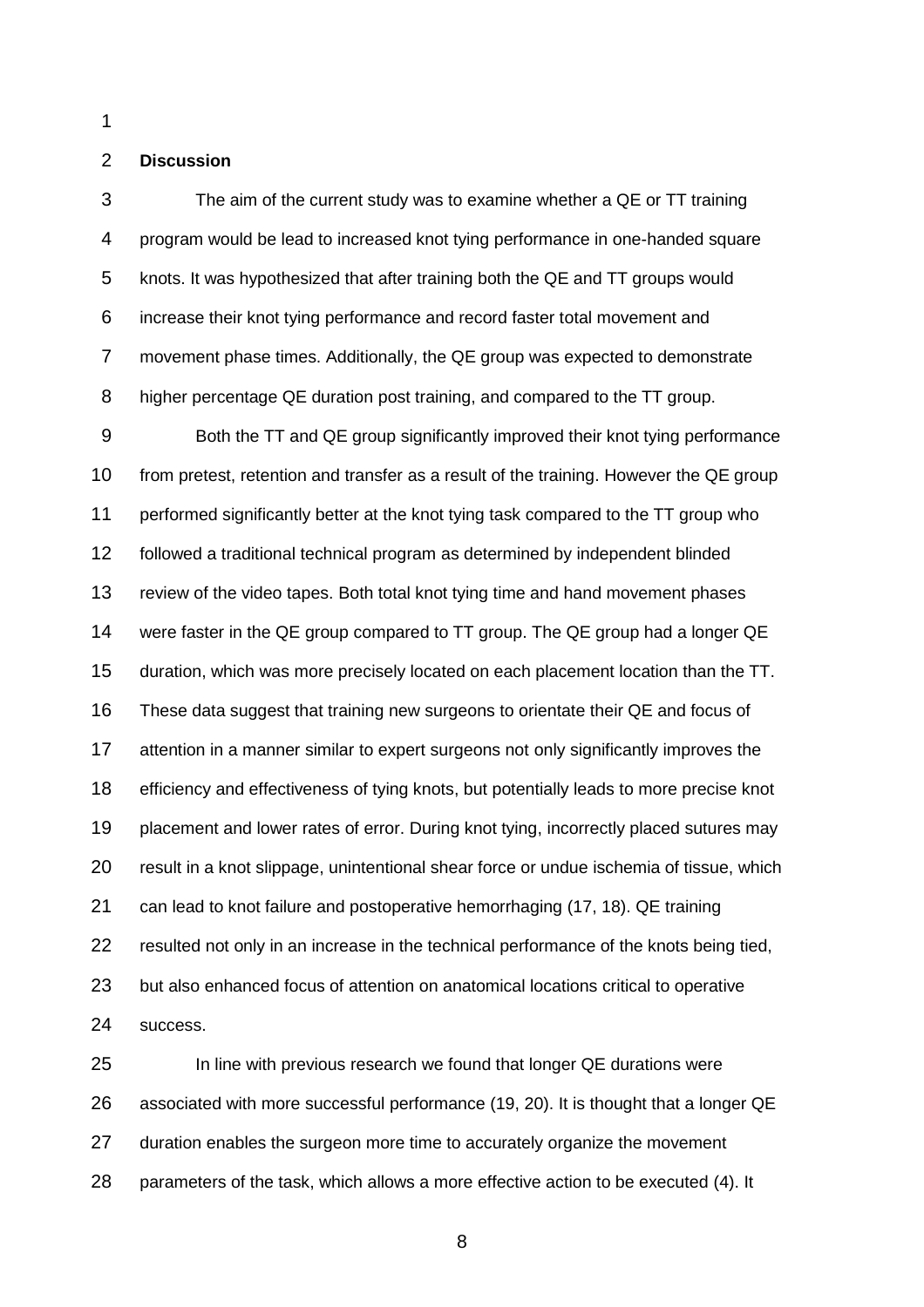## Discussion

The aim of the current study was to examine whether a QE or TT training program would be lead to increased knot tying performance in one-handed square knots. It was hypothesized that after training both the QE and TT groups would increase their knot tying performance and record faster total movement and movement phase times. Additionally, the QE group was expected to demonstrate higher percentage QE duration post training, and compared to the TT group.

Both the TT and QE group significantly improved their knot tying performance from pretest, retention and transfer as a result of the training. However the QE group performed significantly better at the knot tying task compared to the TT group who followed a traditional technical program as determined by independent blinded review of the video tapes. Both total knot tying time and hand movement phases were faster in the QE group compared to TT group. The QE group had a longer QE duration, which was more precisely located on each placement location than the TT. These data suggest that training new surgeons to orientate their QE and focus of attention in a manner similar to expert surgeons not only significantly improves the efficiency and effectiveness of tying knots, but potentially leads to more precise knot placement and lower rates of error. During knot tying, incorrectly placed sutures may result in a knot slippage, unintentional shear force or undue ischemia of tissue, which can lead to knot failure and postoperative hemorrhaging (17, 18). QE training resulted not only in an increase in the technical performance of the knots being tied, but also enhanced focus of attention on anatomical locations critical to operative success.

In line with previous research we found that longer QE durations were associated with more successful performance (19, 20). It is thought that a longer QE duration enables the surgeon more time to accurately organize the movement parameters of the task, which allows a more effective action to be executed (4). It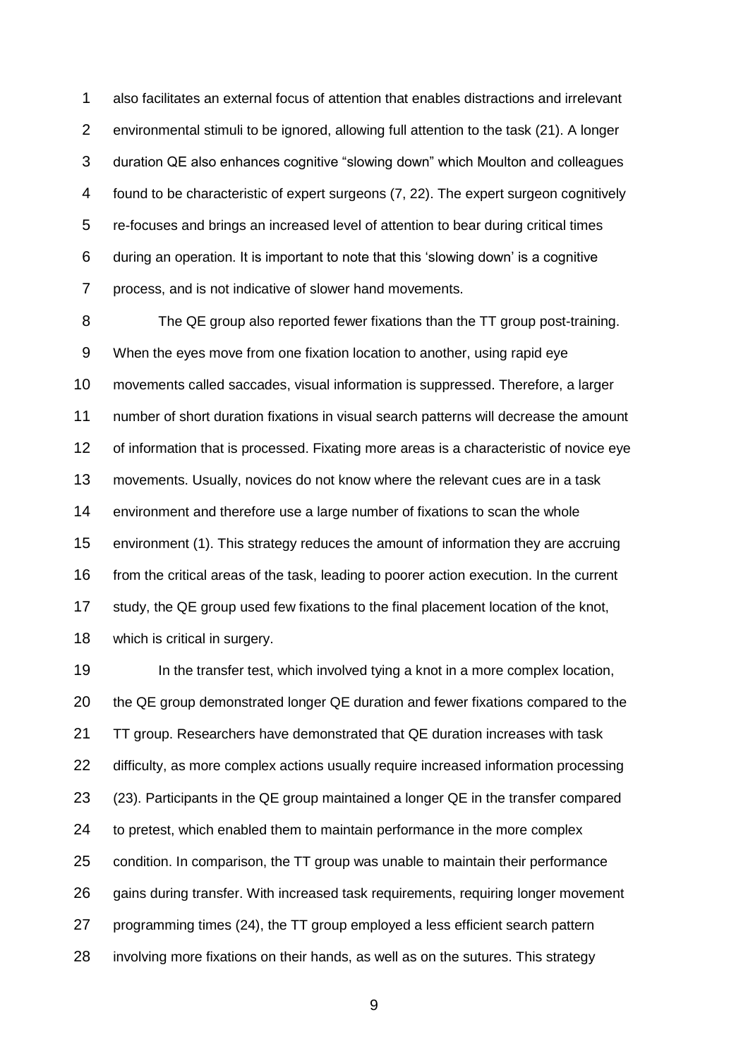also facilitates an external focus of attention that enables distractions and irrelevant environmental stimuli to be ignored, allowing full attention to the task (21). A longer duration QE also enhances cognitive "slowing down" which Moulton and colleagues found to be characteristic of expert surgeons (7, 22). The expert surgeon cognitively re-focuses and brings an increased level of attention to bear during critical times during an operation. It is important to note that this 'slowing down' is a cognitive process, and is not indicative of slower hand movements.

The QE group also reported fewer fixations than the TT group post-training. When the eyes move from one fixation location to another, using rapid eye movements called saccades, visual information is suppressed. Therefore, a larger number of short duration fixations in visual search patterns will decrease the amount of information that is processed. Fixating more areas is a characteristic of novice eye movements. Usually, novices do not know where the relevant cues are in a task environment and therefore use a large number of fixations to scan the whole environment (1). This strategy reduces the amount of information they are accruing from the critical areas of the task, leading to poorer action execution. In the current study, the QE group used few fixations to the final placement location of the knot, which is critical in surgery.

In the transfer test, which involved tying a knot in a more complex location, the QE group demonstrated longer QE duration and fewer fixations compared to the TT group. Researchers have demonstrated that QE duration increases with task difficulty, as more complex actions usually require increased information processing (23). Participants in the QE group maintained a longer QE in the transfer compared to pretest, which enabled them to maintain performance in the more complex condition. In comparison, the TT group was unable to maintain their performance gains during transfer. With increased task requirements, requiring longer movement programming times (24), the TT group employed a less efficient search pattern involving more fixations on their hands, as well as on the sutures. This strategy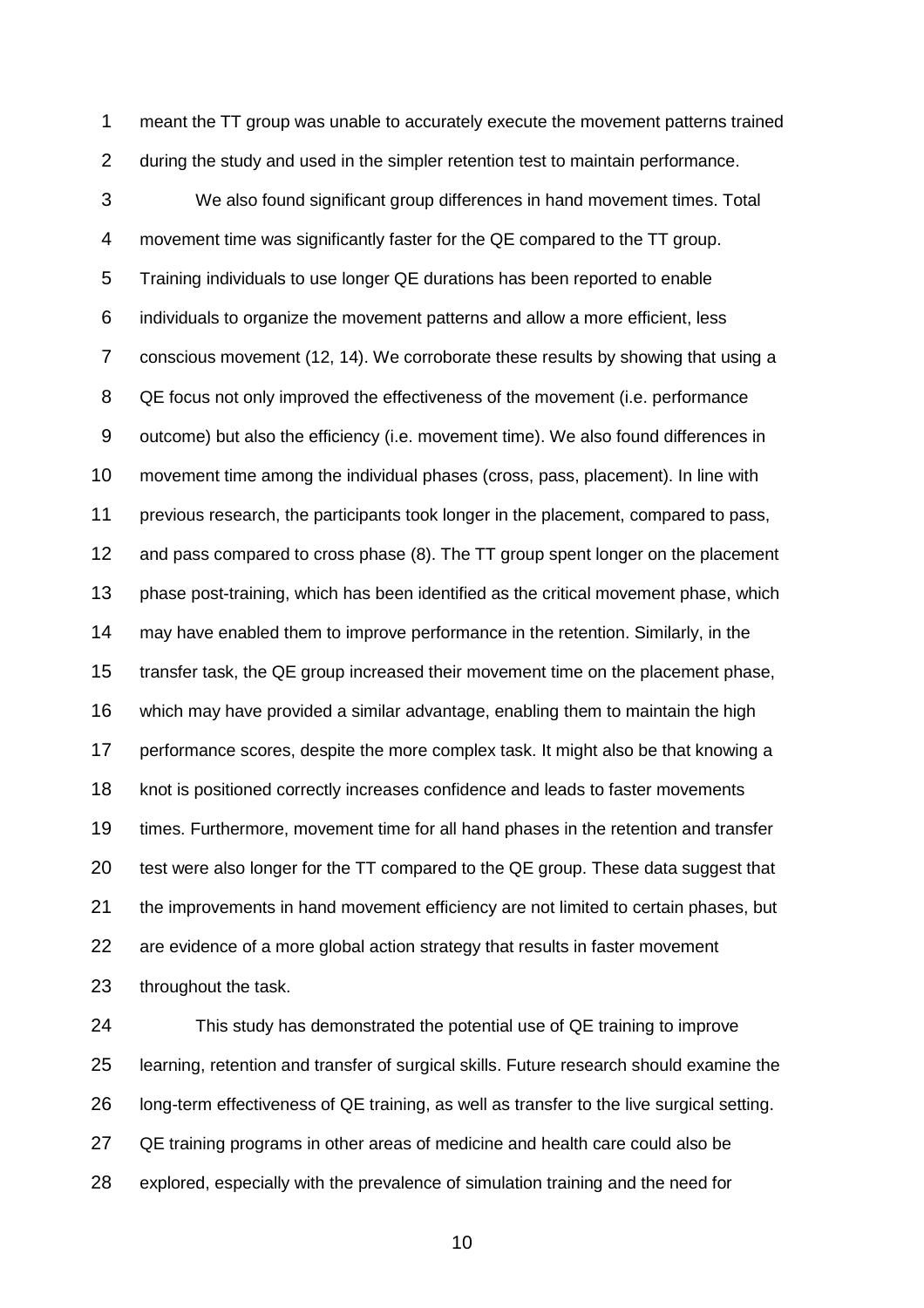meant the TT group was unable to accurately execute the movement patterns trained during the study and used in the simpler retention test to maintain performance.

We also found significant group differences in hand movement times. Total movement time was significantly faster for the QE compared to the TT group. Training individuals to use longer QE durations has been reported to enable individuals to organize the movement patterns and allow a more efficient, less conscious movement (12, 14). We corroborate these results by showing that using a QE focus not only improved the effectiveness of the movement (i.e. performance outcome) but also the efficiency (i.e. movement time). We also found differences in movement time among the individual phases (cross, pass, placement). In line with previous research, the participants took longer in the placement, compared to pass, and pass compared to cross phase (8). The TT group spent longer on the placement phase post-training, which has been identified as the critical movement phase, which may have enabled them to improve performance in the retention. Similarly, in the transfer task, the QE group increased their movement time on the placement phase, which may have provided a similar advantage, enabling them to maintain the high performance scores, despite the more complex task. It might also be that knowing a knot is positioned correctly increases confidence and leads to faster movements times. Furthermore, movement time for all hand phases in the retention and transfer test were also longer for the TT compared to the QE group. These data suggest that the improvements in hand movement efficiency are not limited to certain phases, but are evidence of a more global action strategy that results in faster movement throughout the task.

This study has demonstrated the potential use of QE training to improve learning, retention and transfer of surgical skills. Future research should examine the long-term effectiveness of QE training, as well as transfer to the live surgical setting. QE training programs in other areas of medicine and health care could also be explored, especially with the prevalence of simulation training and the need for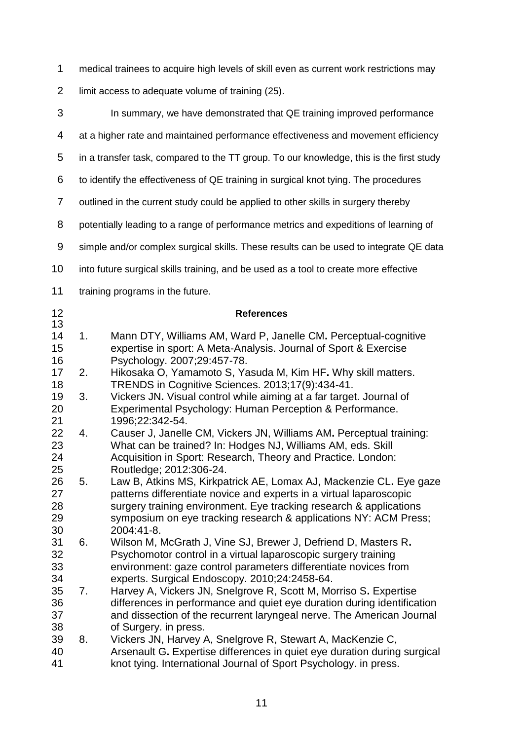medical trainees to acquire high levels of skill even as current work restrictions may limit access to adequate volume of training (25).

In summary, we have demonstrated that QE training improved performance at a higher rate and maintained performance effectiveness and movement efficiency in a transfer task, compared to the TT group. To our knowledge, this is the first study to identify the effectiveness of QE training in surgical knot tying. The procedures outlined in the current study could be applied to other skills in surgery thereby potentially leading to a range of performance metrics and expeditions of learning of simple and/or complex surgical skills. These results can be used to integrate QE data into future surgical skills training, and be used as a tool to create more effective training programs in the future.

## References

1. Mann DTY, Williams AM, Ward P, Janelle CM**.** Perceptual-cognitive expertise in sport: A Meta-Analysis. Journal of Sport & Exercise Psychology. 2007;29:457-78.
2. Hikosaka O, Yamamoto S, Yasuda M, Kim HF**.** Why skill matters. TRENDS in Cognitive Sciences. 2013;17(9):434-41.
3. Vickers JN**.** Visual control while aiming at a far target. Journal of Experimental Psychology: Human Perception & Performance. 1996;22:342-54.
4. Causer J, Janelle CM, Vickers JN, Williams AM**.** Perceptual training: What can be trained? In: Hodges NJ, Williams AM, eds. Skill Acquisition in Sport: Research, Theory and Practice. London: Routledge; 2012:306-24.
5. Law B, Atkins MS, Kirkpatrick AE, Lomax AJ, Mackenzie CL**.** Eye gaze patterns differentiate novice and experts in a virtual laparoscopic surgery training environment. Eye tracking research & applications symposium on eye tracking research & applications NY: ACM Press; 2004:41-8.
6. Wilson M, McGrath J, Vine SJ, Brewer J, Defriend D, Masters R**.** Psychomotor control in a virtual laparoscopic surgery training environment: gaze control parameters differentiate novices from experts. Surgical Endoscopy. 2010;24:2458-64.
7. Harvey A, Vickers JN, Snelgrove R, Scott M, Morriso S**.** Expertise differences in performance and quiet eye duration during identification and dissection of the recurrent laryngeal nerve. The American Journal of Surgery. in press.
8. Vickers JN, Harvey A, Snelgrove R, Stewart A, MacKenzie C, Arsenault G**.** Expertise differences in quiet eye duration during surgical knot tying. International Journal of Sport Psychology. in press.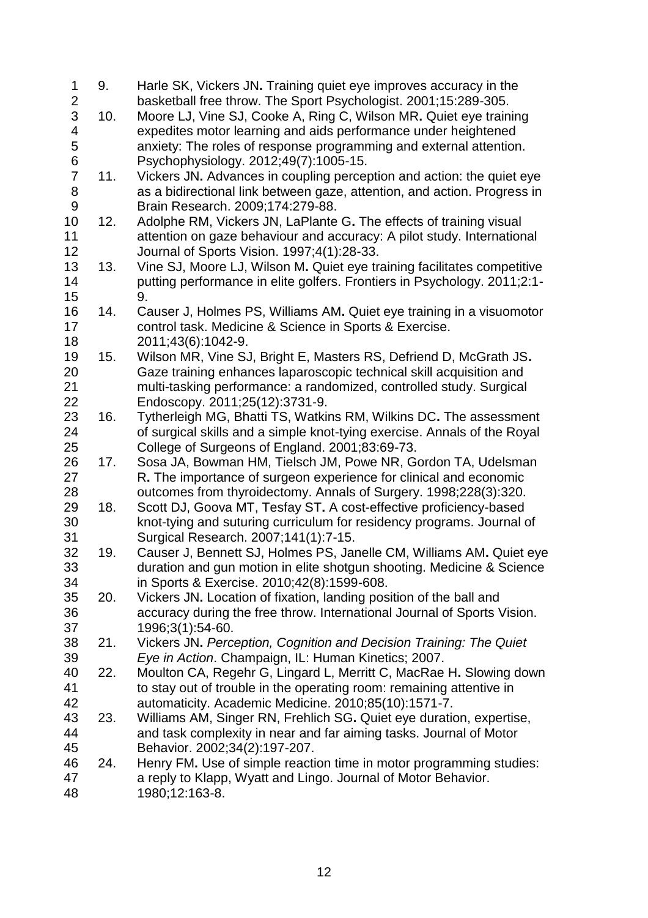9. Harle SK, Vickers JN**.** Training quiet eye improves accuracy in the basketball free throw. The Sport Psychologist. 2001;15:289-305.
10. Moore LJ, Vine SJ, Cooke A, Ring C, Wilson MR**.** Quiet eye training expedites motor learning and aids performance under heightened anxiety: The roles of response programming and external attention. Psychophysiology. 2012;49(7):1005-15.
11. Vickers JN**.** Advances in coupling perception and action: the quiet eye as a bidirectional link between gaze, attention, and action. Progress in Brain Research. 2009;174:279-88.
12. Adolphe RM, Vickers JN, LaPlante G**.** The effects of training visual attention on gaze behaviour and accuracy: A pilot study. International Journal of Sports Vision. 1997;4(1):28-33.
13. Vine SJ, Moore LJ, Wilson M**.** Quiet eye training facilitates competitive putting performance in elite golfers. Frontiers in Psychology. 2011;2:1-9.
14. Causer J, Holmes PS, Williams AM**.** Quiet eye training in a visuomotor control task. Medicine & Science in Sports & Exercise. 2011;43(6):1042-9.
15. Wilson MR, Vine SJ, Bright E, Masters RS, Defriend D, McGrath JS**.** Gaze training enhances laparoscopic technical skill acquisition and multi-tasking performance: a randomized, controlled study. Surgical Endoscopy. 2011;25(12):3731-9.
16. Tytherleigh MG, Bhatti TS, Watkins RM, Wilkins DC**.** The assessment of surgical skills and a simple knot-tying exercise. Annals of the Royal College of Surgeons of England. 2001;83:69-73.
17. Sosa JA, Bowman HM, Tielsch JM, Powe NR, Gordon TA, Udelsman R**.** The importance of surgeon experience for clinical and economic outcomes from thyroidectomy. Annals of Surgery. 1998;228(3):320.
18. Scott DJ, Goova MT, Tesfay ST**.** A cost-effective proficiency-based knot-tying and suturing curriculum for residency programs. Journal of Surgical Research. 2007;141(1):7-15.
19. Causer J, Bennett SJ, Holmes PS, Janelle CM, Williams AM**.** Quiet eye duration and gun motion in elite shotgun shooting. Medicine & Science in Sports & Exercise. 2010;42(8):1599-608.
20. Vickers JN**.** Location of fixation, landing position of the ball and accuracy during the free throw. International Journal of Sports Vision. 1996;3(1):54-60.
21. Vickers JN**.** *Perception, Cognition and Decision Training: The Quiet Eye in Action*. Champaign, IL: Human Kinetics; 2007.
22. Moulton CA, Regehr G, Lingard L, Merritt C, MacRae H**.** Slowing down to stay out of trouble in the operating room: remaining attentive in automaticity. Academic Medicine. 2010;85(10):1571-7.
23. Williams AM, Singer RN, Frehlich SG**.** Quiet eye duration, expertise, and task complexity in near and far aiming tasks. Journal of Motor Behavior. 2002;34(2):197-207.
24. Henry FM**.** Use of simple reaction time in motor programming studies: a reply to Klapp, Wyatt and Lingo. Journal of Motor Behavior. 1980;12:163-8.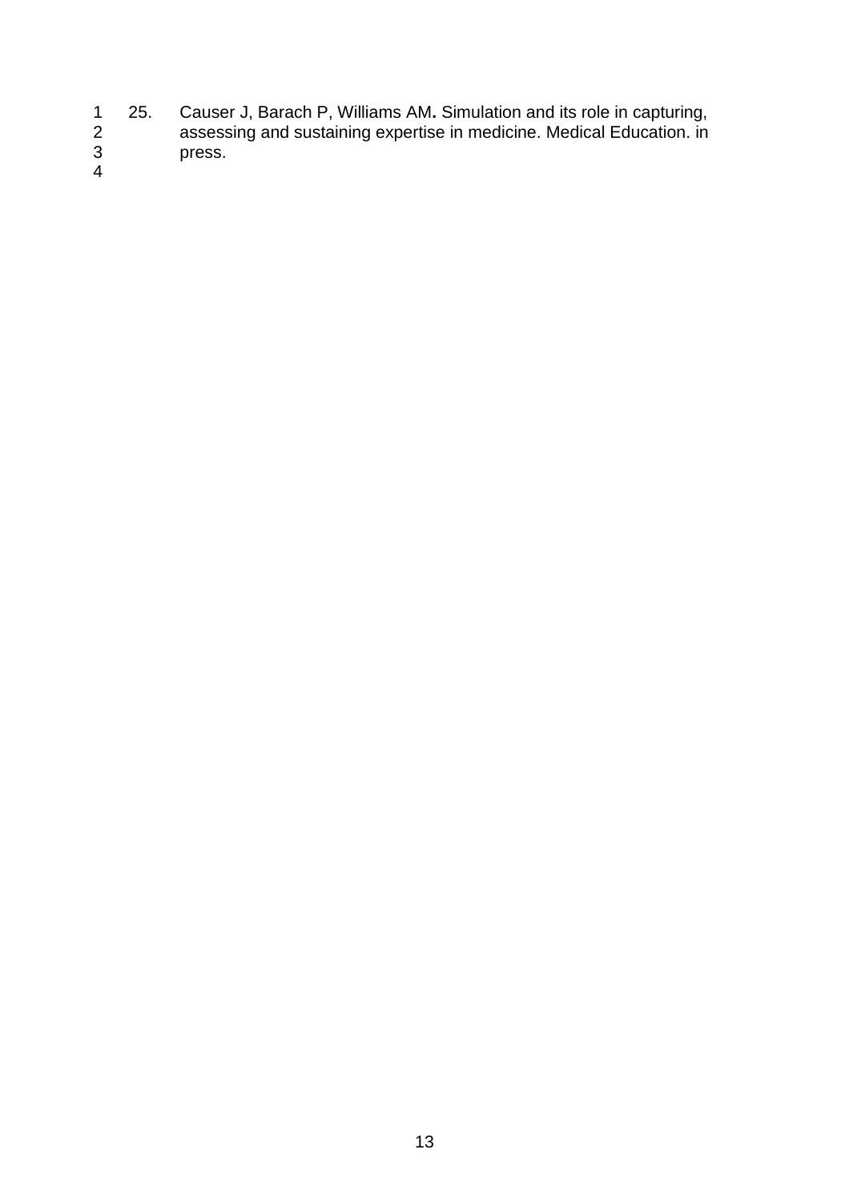25. Causer J, Barach P, Williams AM**.** Simulation and its role in capturing, assessing and sustaining expertise in medicine. Medical Education. in press.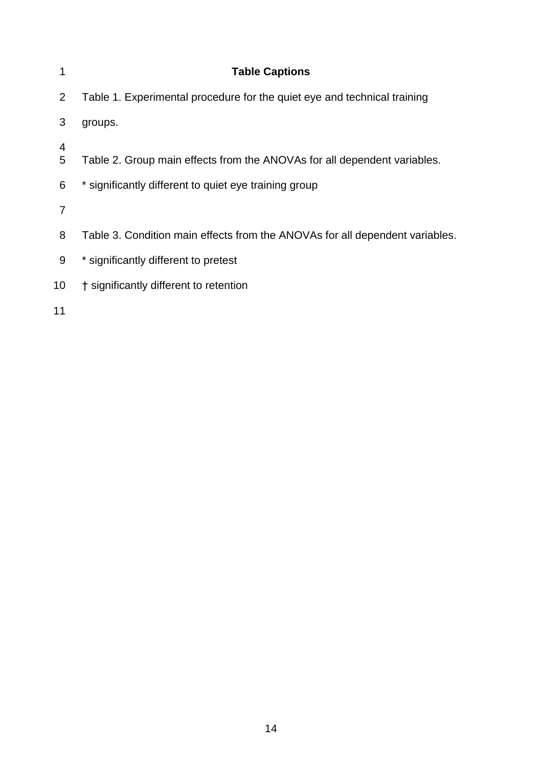## Table Captions

Table 1. Experimental procedure for the quiet eye and technical training groups.

Table 2. Group main effects from the ANOVAs for all dependent variables.

* significantly different to quiet eye training group

Table 3. Condition main effects from the ANOVAs for all dependent variables.

* significantly different to pretest

† significantly different to retention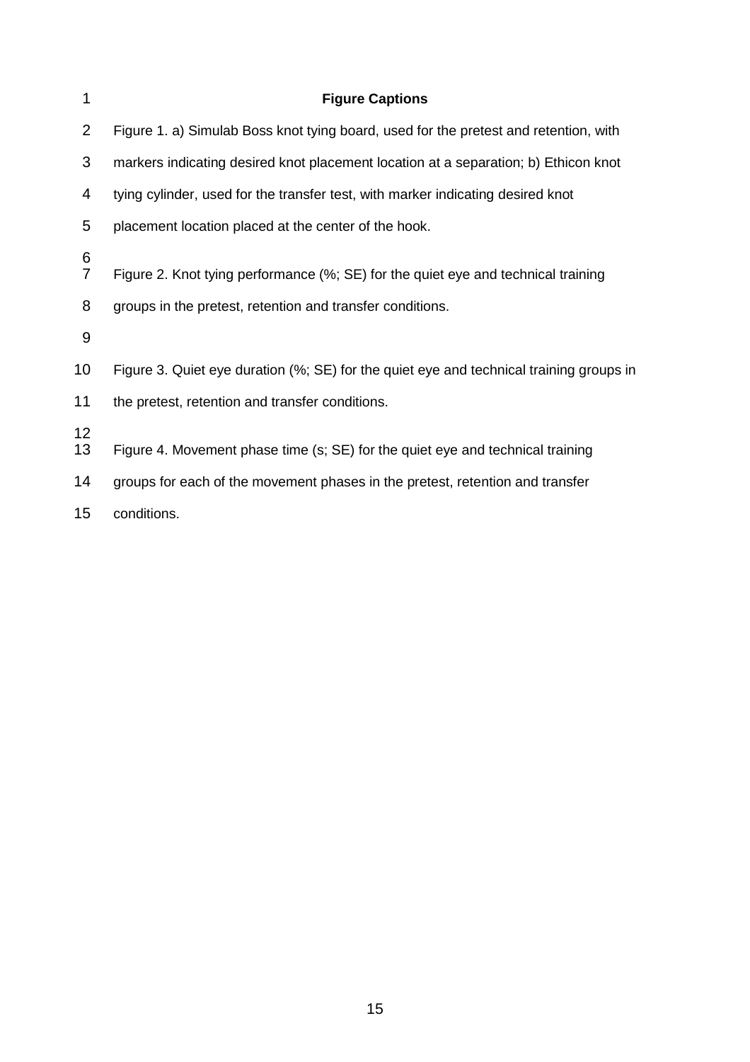## Figure Captions

Figure 1. a) Simulab Boss knot tying board, used for the pretest and retention, with markers indicating desired knot placement location at a separation; b) Ethicon knot tying cylinder, used for the transfer test, with marker indicating desired knot placement location placed at the center of the hook.

Figure 2. Knot tying performance (%; SE) for the quiet eye and technical training groups in the pretest, retention and transfer conditions.

Figure 3. Quiet eye duration (%; SE) for the quiet eye and technical training groups in the pretest, retention and transfer conditions.

Figure 4. Movement phase time (s; SE) for the quiet eye and technical training groups for each of the movement phases in the pretest, retention and transfer conditions.